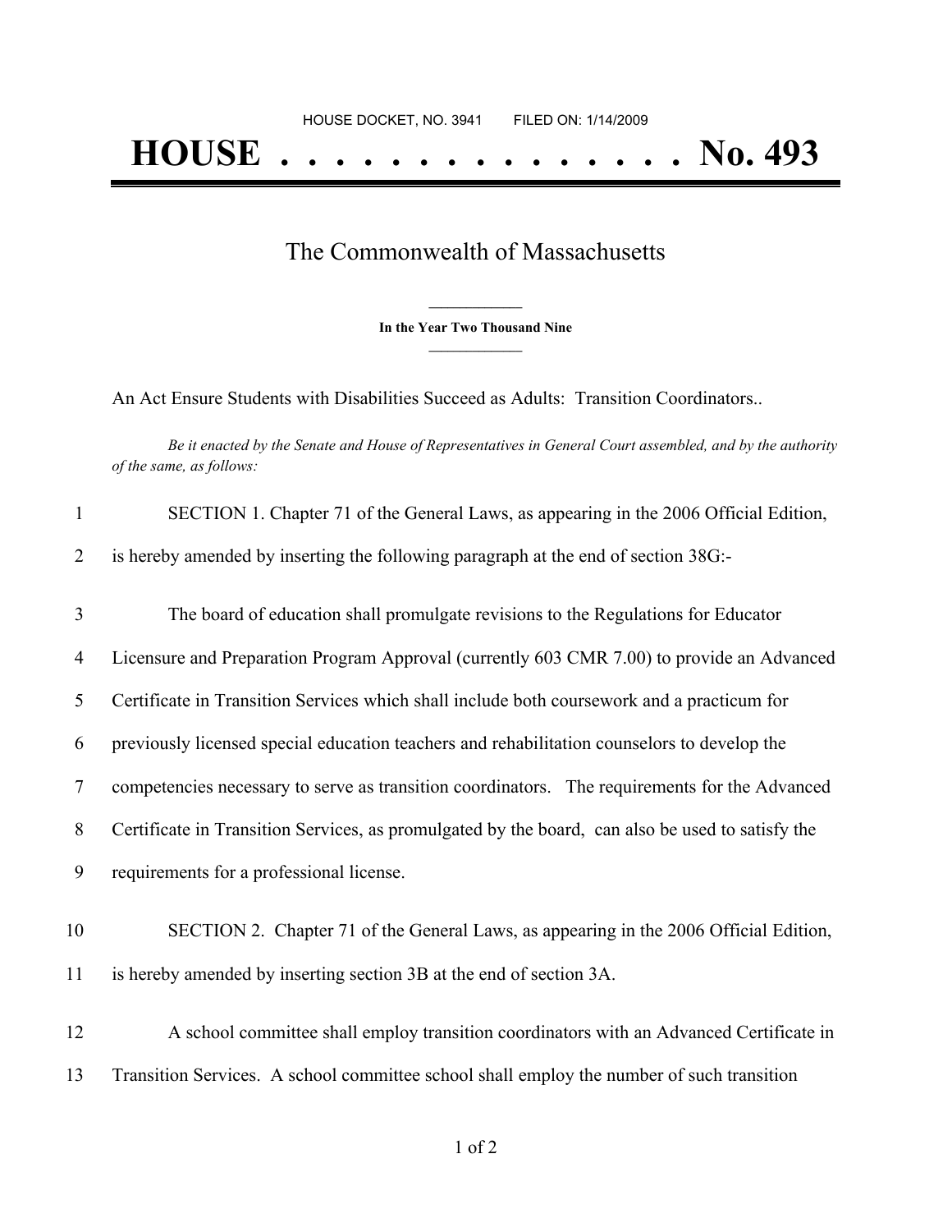HOUSE DOCKET, NO. 3941 FILED ON: 1/14/2009

# HOUSE . . . . . . . . . . . . . . . No. 493

## The Commonwealth of Massachusetts

**In the Year Two Thousand Nine**

An Act Ensure Students with Disabilities Succeed as Adults: Transition Coordinators..

*Be it enacted by the Senate and House of Representatives in General Court assembled, and by the authority of the same, as follows:*

SECTION 1. Chapter 71 of the General Laws, as appearing in the 2006 Official Edition, is hereby amended by inserting the following paragraph at the end of section 38G:-

The board of education shall promulgate revisions to the Regulations for Educator Licensure and Preparation Program Approval (currently 603 CMR 7.00) to provide an Advanced Certificate in Transition Services which shall include both coursework and a practicum for previously licensed special education teachers and rehabilitation counselors to develop the competencies necessary to serve as transition coordinators. The requirements for the Advanced Certificate in Transition Services, as promulgated by the board, can also be used to satisfy the requirements for a professional license.

SECTION 2. Chapter 71 of the General Laws, as appearing in the 2006 Official Edition, is hereby amended by inserting section 3B at the end of section 3A.

A school committee shall employ transition coordinators with an Advanced Certificate in Transition Services. A school committee school shall employ the number of such transition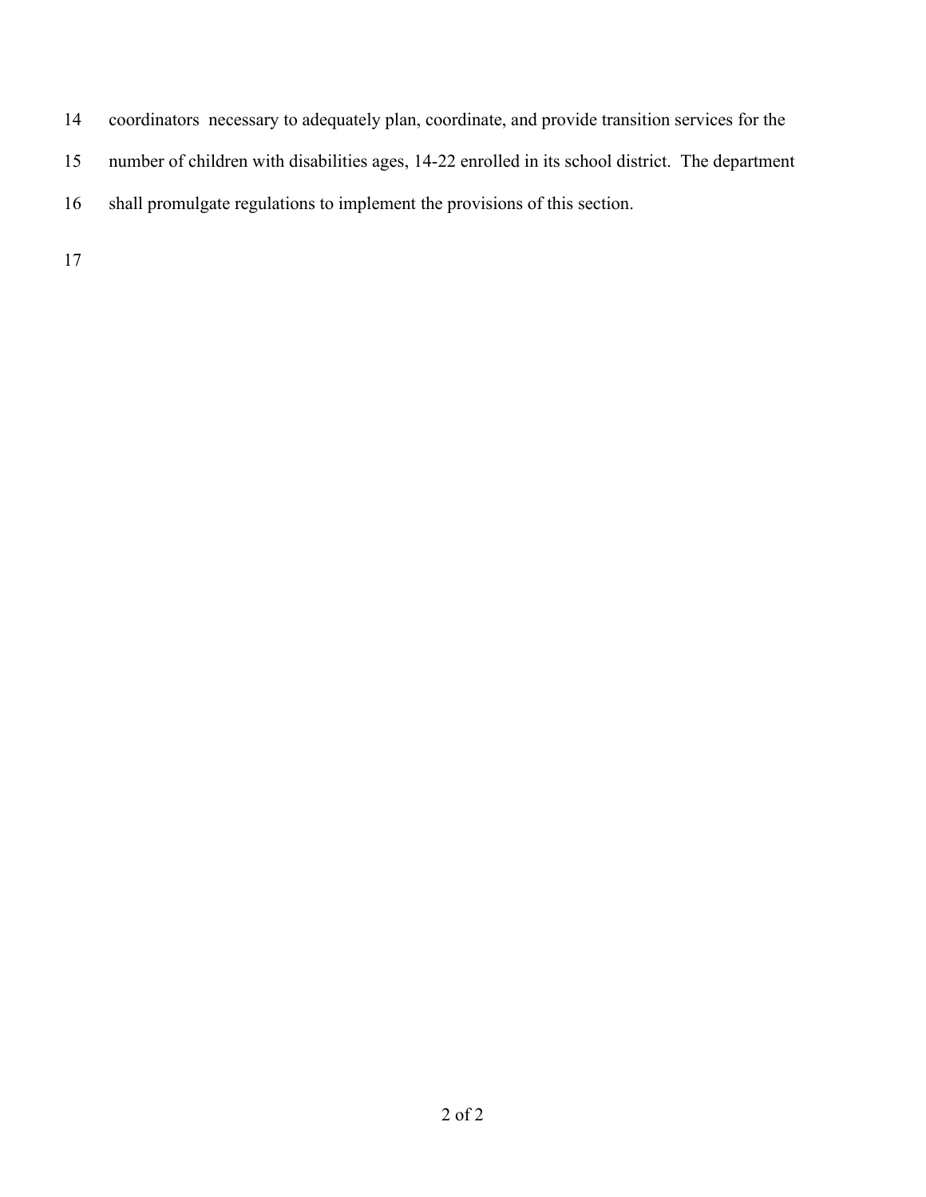coordinators necessary to adequately plan, coordinate, and provide transition services for the number of children with disabilities ages, 14-22 enrolled in its school district. The department shall promulgate regulations to implement the provisions of this section.